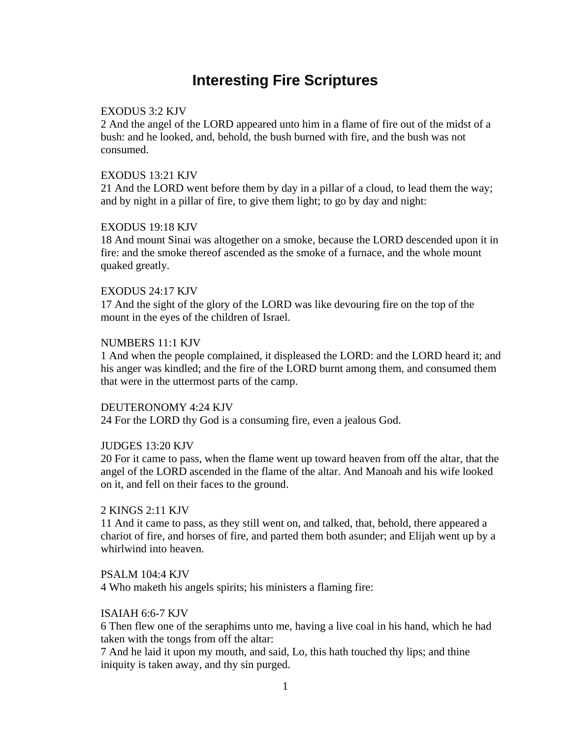# Interesting Fire Scriptures

EXODUS 3:2 KJV
2 And the angel of the LORD appeared unto him in a flame of fire out of the midst of a bush: and he looked, and, behold, the bush burned with fire, and the bush was not consumed.

EXODUS 13:21 KJV
21 And the LORD went before them by day in a pillar of a cloud, to lead them the way; and by night in a pillar of fire, to give them light; to go by day and night:

EXODUS 19:18 KJV
18 And mount Sinai was altogether on a smoke, because the LORD descended upon it in fire: and the smoke thereof ascended as the smoke of a furnace, and the whole mount quaked greatly.

EXODUS 24:17 KJV
17 And the sight of the glory of the LORD was like devouring fire on the top of the mount in the eyes of the children of Israel.

NUMBERS 11:1 KJV
1 And when the people complained, it displeased the LORD: and the LORD heard it; and his anger was kindled; and the fire of the LORD burnt among them, and consumed them that were in the uttermost parts of the camp.

DEUTERONOMY 4:24 KJV
24 For the LORD thy God is a consuming fire, even a jealous God.

JUDGES 13:20 KJV
20 For it came to pass, when the flame went up toward heaven from off the altar, that the angel of the LORD ascended in the flame of the altar. And Manoah and his wife looked on it, and fell on their faces to the ground.

2 KINGS 2:11 KJV
11 And it came to pass, as they still went on, and talked, that, behold, there appeared a chariot of fire, and horses of fire, and parted them both asunder; and Elijah went up by a whirlwind into heaven.

PSALM 104:4 KJV
4 Who maketh his angels spirits; his ministers a flaming fire:

ISAIAH 6:6-7 KJV
6 Then flew one of the seraphims unto me, having a live coal in his hand, which he had taken with the tongs from off the altar:
7 And he laid it upon my mouth, and said, Lo, this hath touched thy lips; and thine iniquity is taken away, and thy sin purged.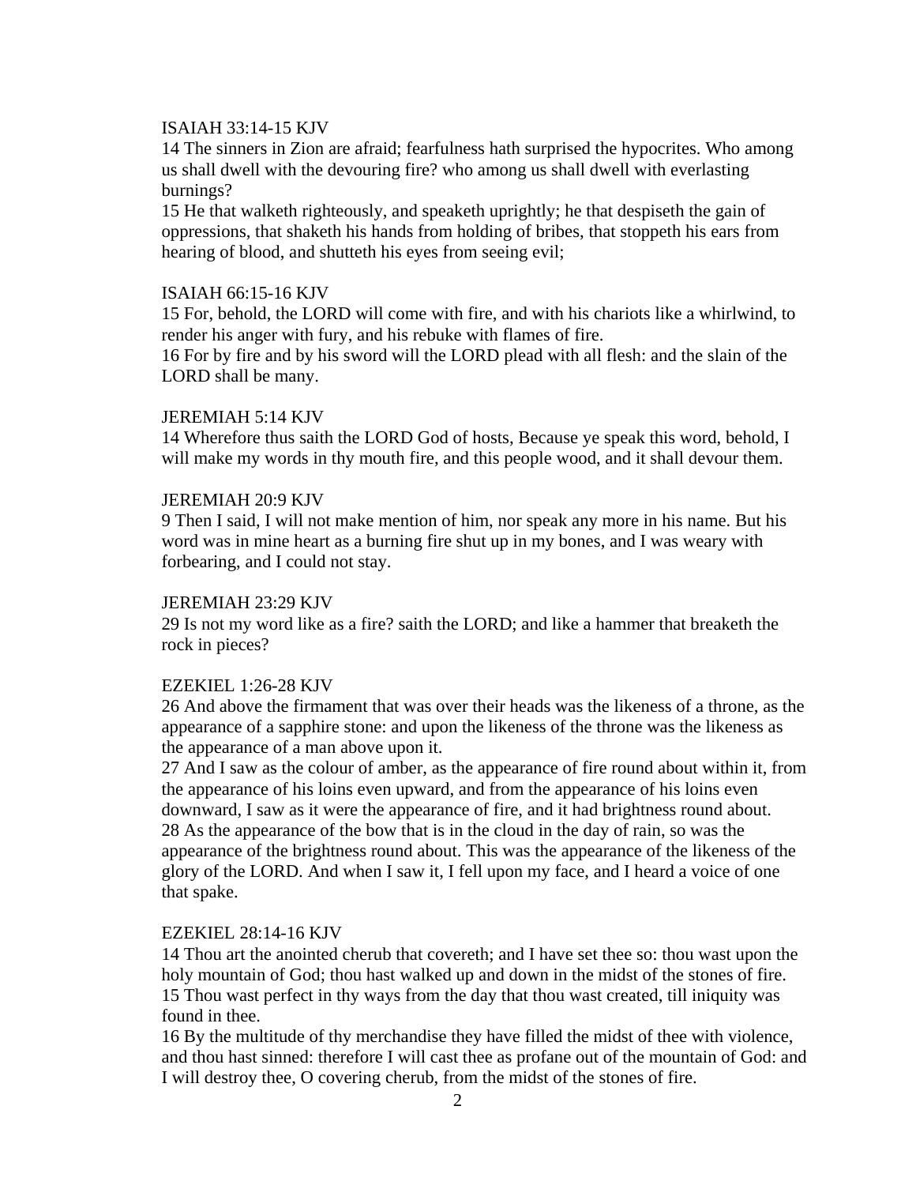ISAIAH 33:14-15 KJV

14 The sinners in Zion are afraid; fearfulness hath surprised the hypocrites. Who among us shall dwell with the devouring fire? who among us shall dwell with everlasting burnings?

15 He that walketh righteously, and speaketh uprightly; he that despiseth the gain of oppressions, that shaketh his hands from holding of bribes, that stoppeth his ears from hearing of blood, and shutteth his eyes from seeing evil;

ISAIAH 66:15-16 KJV

15 For, behold, the LORD will come with fire, and with his chariots like a whirlwind, to render his anger with fury, and his rebuke with flames of fire.

16 For by fire and by his sword will the LORD plead with all flesh: and the slain of the LORD shall be many.

JEREMIAH 5:14 KJV

14 Wherefore thus saith the LORD God of hosts, Because ye speak this word, behold, I will make my words in thy mouth fire, and this people wood, and it shall devour them.

JEREMIAH 20:9 KJV

9 Then I said, I will not make mention of him, nor speak any more in his name. But his word was in mine heart as a burning fire shut up in my bones, and I was weary with forbearing, and I could not stay.

JEREMIAH 23:29 KJV

29 Is not my word like as a fire? saith the LORD; and like a hammer that breaketh the rock in pieces?

EZEKIEL 1:26-28 KJV

26 And above the firmament that was over their heads was the likeness of a throne, as the appearance of a sapphire stone: and upon the likeness of the throne was the likeness as the appearance of a man above upon it.

27 And I saw as the colour of amber, as the appearance of fire round about within it, from the appearance of his loins even upward, and from the appearance of his loins even downward, I saw as it were the appearance of fire, and it had brightness round about.

28 As the appearance of the bow that is in the cloud in the day of rain, so was the appearance of the brightness round about. This was the appearance of the likeness of the glory of the LORD. And when I saw it, I fell upon my face, and I heard a voice of one that spake.

EZEKIEL 28:14-16 KJV

14 Thou art the anointed cherub that covereth; and I have set thee so: thou wast upon the holy mountain of God; thou hast walked up and down in the midst of the stones of fire.

15 Thou wast perfect in thy ways from the day that thou wast created, till iniquity was found in thee.

16 By the multitude of thy merchandise they have filled the midst of thee with violence, and thou hast sinned: therefore I will cast thee as profane out of the mountain of God: and I will destroy thee, O covering cherub, from the midst of the stones of fire.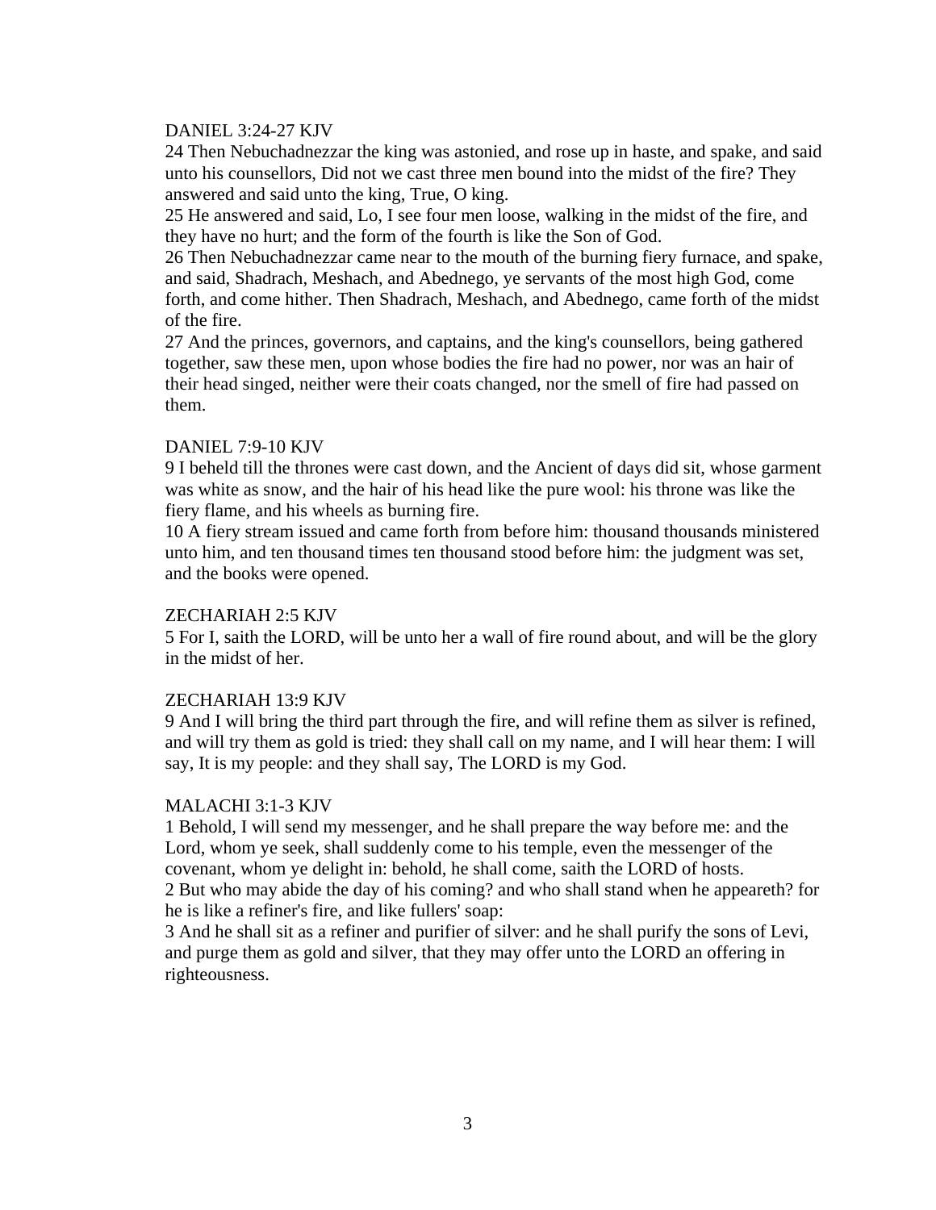DANIEL 3:24-27 KJV

24 Then Nebuchadnezzar the king was astonied, and rose up in haste, and spake, and said unto his counsellors, Did not we cast three men bound into the midst of the fire? They answered and said unto the king, True, O king.

25 He answered and said, Lo, I see four men loose, walking in the midst of the fire, and they have no hurt; and the form of the fourth is like the Son of God.

26 Then Nebuchadnezzar came near to the mouth of the burning fiery furnace, and spake, and said, Shadrach, Meshach, and Abednego, ye servants of the most high God, come forth, and come hither. Then Shadrach, Meshach, and Abednego, came forth of the midst of the fire.

27 And the princes, governors, and captains, and the king's counsellors, being gathered together, saw these men, upon whose bodies the fire had no power, nor was an hair of their head singed, neither were their coats changed, nor the smell of fire had passed on them.

DANIEL 7:9-10 KJV

9 I beheld till the thrones were cast down, and the Ancient of days did sit, whose garment was white as snow, and the hair of his head like the pure wool: his throne was like the fiery flame, and his wheels as burning fire.

10 A fiery stream issued and came forth from before him: thousand thousands ministered unto him, and ten thousand times ten thousand stood before him: the judgment was set, and the books were opened.

ZECHARIAH 2:5 KJV

5 For I, saith the LORD, will be unto her a wall of fire round about, and will be the glory in the midst of her.

ZECHARIAH 13:9 KJV

9 And I will bring the third part through the fire, and will refine them as silver is refined, and will try them as gold is tried: they shall call on my name, and I will hear them: I will say, It is my people: and they shall say, The LORD is my God.

MALACHI 3:1-3 KJV

1 Behold, I will send my messenger, and he shall prepare the way before me: and the Lord, whom ye seek, shall suddenly come to his temple, even the messenger of the covenant, whom ye delight in: behold, he shall come, saith the LORD of hosts.

2 But who may abide the day of his coming? and who shall stand when he appeareth? for he is like a refiner's fire, and like fullers' soap:

3 And he shall sit as a refiner and purifier of silver: and he shall purify the sons of Levi, and purge them as gold and silver, that they may offer unto the LORD an offering in righteousness.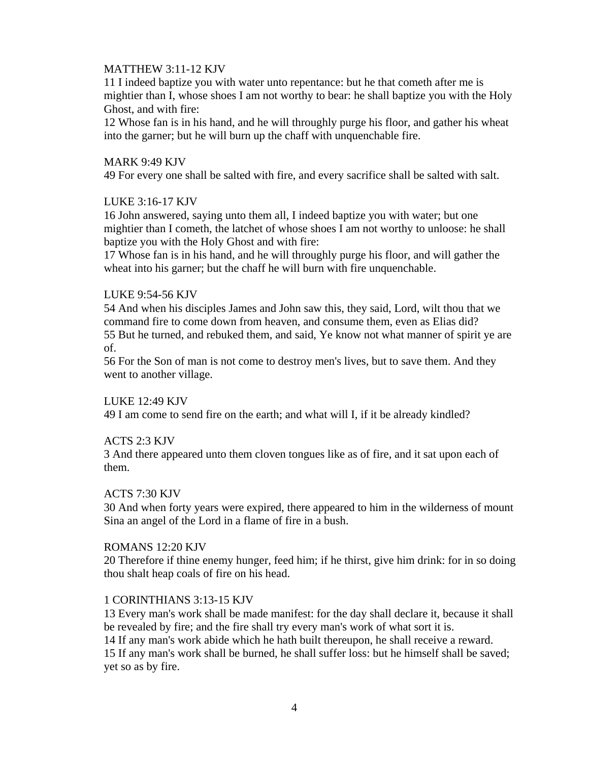MATTHEW 3:11-12 KJV

11 I indeed baptize you with water unto repentance: but he that cometh after me is mightier than I, whose shoes I am not worthy to bear: he shall baptize you with the Holy Ghost, and with fire:
12 Whose fan is in his hand, and he will throughly purge his floor, and gather his wheat into the garner; but he will burn up the chaff with unquenchable fire.

MARK 9:49 KJV

49 For every one shall be salted with fire, and every sacrifice shall be salted with salt.

LUKE 3:16-17 KJV

16 John answered, saying unto them all, I indeed baptize you with water; but one mightier than I cometh, the latchet of whose shoes I am not worthy to unloose: he shall baptize you with the Holy Ghost and with fire:
17 Whose fan is in his hand, and he will throughly purge his floor, and will gather the wheat into his garner; but the chaff he will burn with fire unquenchable.

LUKE 9:54-56 KJV

54 And when his disciples James and John saw this, they said, Lord, wilt thou that we command fire to come down from heaven, and consume them, even as Elias did?
55 But he turned, and rebuked them, and said, Ye know not what manner of spirit ye are of.
56 For the Son of man is not come to destroy men's lives, but to save them. And they went to another village.

LUKE 12:49 KJV

49 I am come to send fire on the earth; and what will I, if it be already kindled?

ACTS 2:3 KJV

3 And there appeared unto them cloven tongues like as of fire, and it sat upon each of them.

ACTS 7:30 KJV

30 And when forty years were expired, there appeared to him in the wilderness of mount Sina an angel of the Lord in a flame of fire in a bush.

ROMANS 12:20 KJV

20 Therefore if thine enemy hunger, feed him; if he thirst, give him drink: for in so doing thou shalt heap coals of fire on his head.

1 CORINTHIANS 3:13-15 KJV

13 Every man's work shall be made manifest: for the day shall declare it, because it shall be revealed by fire; and the fire shall try every man's work of what sort it is.
14 If any man's work abide which he hath built thereupon, he shall receive a reward.
15 If any man's work shall be burned, he shall suffer loss: but he himself shall be saved; yet so as by fire.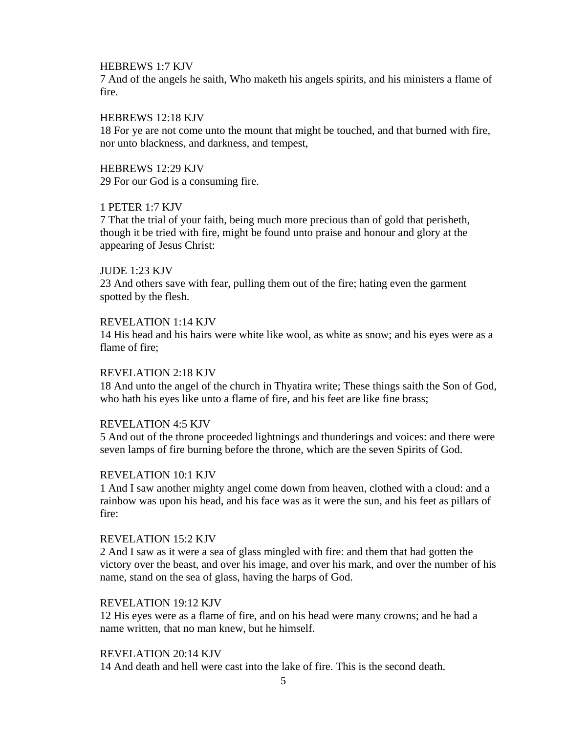HEBREWS 1:7 KJV
7 And of the angels he saith, Who maketh his angels spirits, and his ministers a flame of fire.

HEBREWS 12:18 KJV
18 For ye are not come unto the mount that might be touched, and that burned with fire, nor unto blackness, and darkness, and tempest,

HEBREWS 12:29 KJV
29 For our God is a consuming fire.

1 PETER 1:7 KJV
7 That the trial of your faith, being much more precious than of gold that perisheth, though it be tried with fire, might be found unto praise and honour and glory at the appearing of Jesus Christ:

JUDE 1:23 KJV
23 And others save with fear, pulling them out of the fire; hating even the garment spotted by the flesh.

REVELATION 1:14 KJV
14 His head and his hairs were white like wool, as white as snow; and his eyes were as a flame of fire;

REVELATION 2:18 KJV
18 And unto the angel of the church in Thyatira write; These things saith the Son of God, who hath his eyes like unto a flame of fire, and his feet are like fine brass;

REVELATION 4:5 KJV
5 And out of the throne proceeded lightnings and thunderings and voices: and there were seven lamps of fire burning before the throne, which are the seven Spirits of God.

REVELATION 10:1 KJV
1 And I saw another mighty angel come down from heaven, clothed with a cloud: and a rainbow was upon his head, and his face was as it were the sun, and his feet as pillars of fire:

REVELATION 15:2 KJV
2 And I saw as it were a sea of glass mingled with fire: and them that had gotten the victory over the beast, and over his image, and over his mark, and over the number of his name, stand on the sea of glass, having the harps of God.

REVELATION 19:12 KJV
12 His eyes were as a flame of fire, and on his head were many crowns; and he had a name written, that no man knew, but he himself.

REVELATION 20:14 KJV
14 And death and hell were cast into the lake of fire. This is the second death.